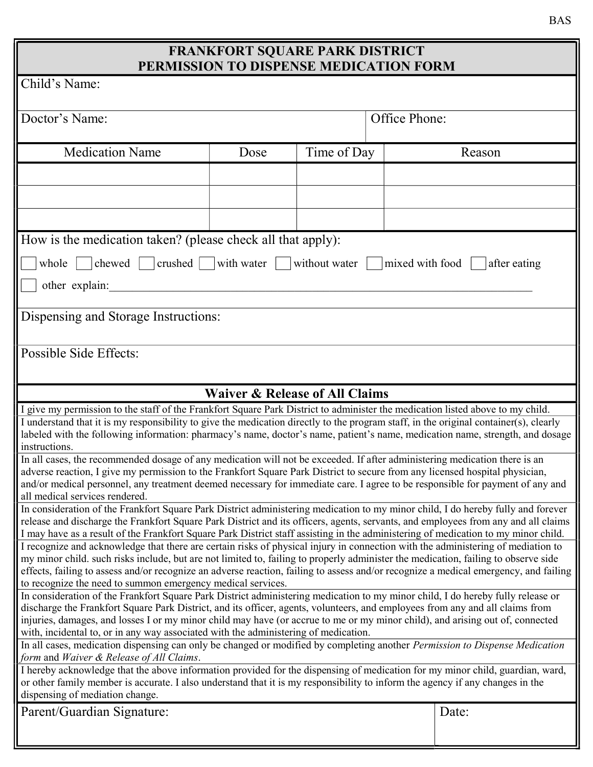# FRANKFORT SQUARE PARK DISTRICT
# PERMISSION TO DISPENSE MEDICATION FORM

Child's Name:

Doctor's Name: Office Phone:

| Medication Name | Dose | Time of Day | Reason |
|---|---|---|---|
| | | | |
| | | | |
| | | | |

How is the medication taken? (please check all that apply):

☐ whole ☐ chewed ☐ crushed ☐ with water ☐ without water ☐ mixed with food ☐ after eating

☐ other explain:\_\_\_\_\_\_\_\_\_\_\_\_\_\_\_\_\_\_\_\_\_\_\_\_\_\_\_\_\_\_\_\_\_\_\_\_\_\_\_\_\_\_\_\_\_\_\_\_\_\_\_\_\_\_\_\_\_\_\_\_\_\_\_\_\_\_

Dispensing and Storage Instructions:

Possible Side Effects:

## Waiver & Release of All Claims

I give my permission to the staff of the Frankfort Square Park District to administer the medication listed above to my child.

I understand that it is my responsibility to give the medication directly to the program staff, in the original container(s), clearly labeled with the following information: pharmacy's name, doctor's name, patient's name, medication name, strength, and dosage instructions.

In all cases, the recommended dosage of any medication will not be exceeded. If after administering medication there is an adverse reaction, I give my permission to the Frankfort Square Park District to secure from any licensed hospital physician, and/or medical personnel, any treatment deemed necessary for immediate care. I agree to be responsible for payment of any and all medical services rendered.

In consideration of the Frankfort Square Park District administering medication to my minor child, I do hereby fully and forever release and discharge the Frankfort Square Park District and its officers, agents, servants, and employees from any and all claims I may have as a result of the Frankfort Square Park District staff assisting in the administering of medication to my minor child.

I recognize and acknowledge that there are certain risks of physical injury in connection with the administering of mediation to my minor child. such risks include, but are not limited to, failing to properly administer the medication, failing to observe side effects, failing to assess and/or recognize an adverse reaction, failing to assess and/or recognize a medical emergency, and failing to recognize the need to summon emergency medical services.

In consideration of the Frankfort Square Park District administering medication to my minor child, I do hereby fully release or discharge the Frankfort Square Park District, and its officer, agents, volunteers, and employees from any and all claims from injuries, damages, and losses I or my minor child may have (or accrue to me or my minor child), and arising out of, connected with, incidental to, or in any way associated with the administering of medication.

In all cases, medication dispensing can only be changed or modified by completing another *Permission to Dispense Medication form* and *Waiver & Release of All Claims*.

I hereby acknowledge that the above information provided for the dispensing of medication for my minor child, guardian, ward, or other family member is accurate. I also understand that it is my responsibility to inform the agency if any changes in the dispensing of mediation change.

Parent/Guardian Signature: Date: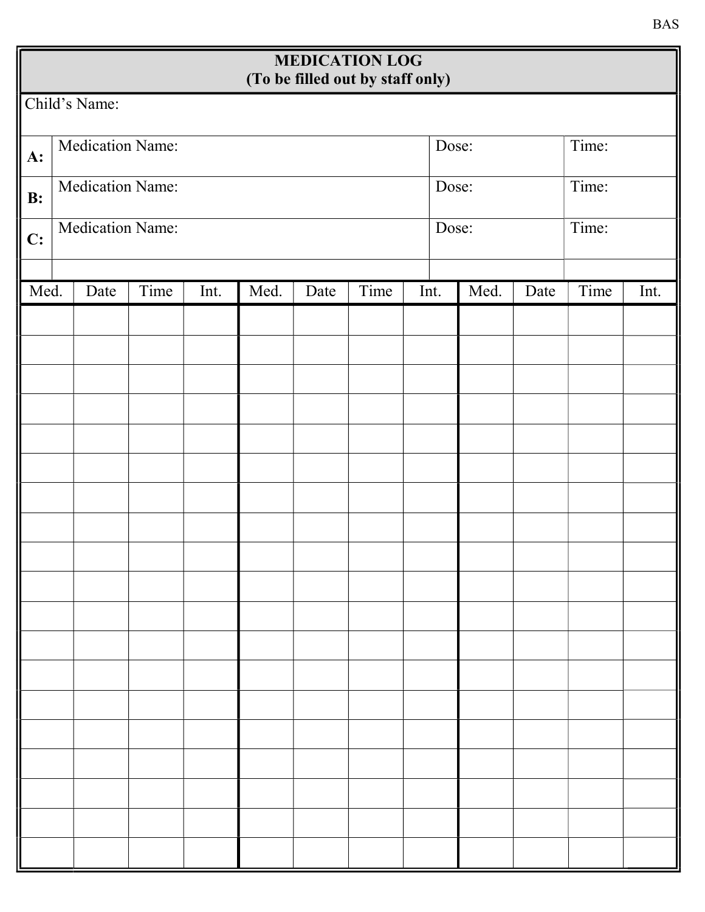**MEDICATION LOG**
**(To be filled out by staff only)**

Child's Name:

| | | | |
|---|---|---|---|
| **A:** | Medication Name: | Dose: | Time: |
| **B:** | Medication Name: | Dose: | Time: |
| **C:** | Medication Name: | Dose: | Time: |
| | | | |

| Med. | Date | Time | Int. | Med. | Date | Time | Int. | Med. | Date | Time | Int. |
|---|---|---|---|---|---|---|---|---|---|---|---|
| | | | | | | | | | | | |
| | | | | | | | | | | | |
| | | | | | | | | | | | |
| | | | | | | | | | | | |
| | | | | | | | | | | | |
| | | | | | | | | | | | |
| | | | | | | | | | | | |
| | | | | | | | | | | | |
| | | | | | | | | | | | |
| | | | | | | | | | | | |
| | | | | | | | | | | | |
| | | | | | | | | | | | |
| | | | | | | | | | | | |
| | | | | | | | | | | | |
| | | | | | | | | | | | |
| | | | | | | | | | | | |
| | | | | | | | | | | | |
| | | | | | | | | | | | |
| | | | | | | | | | | | |